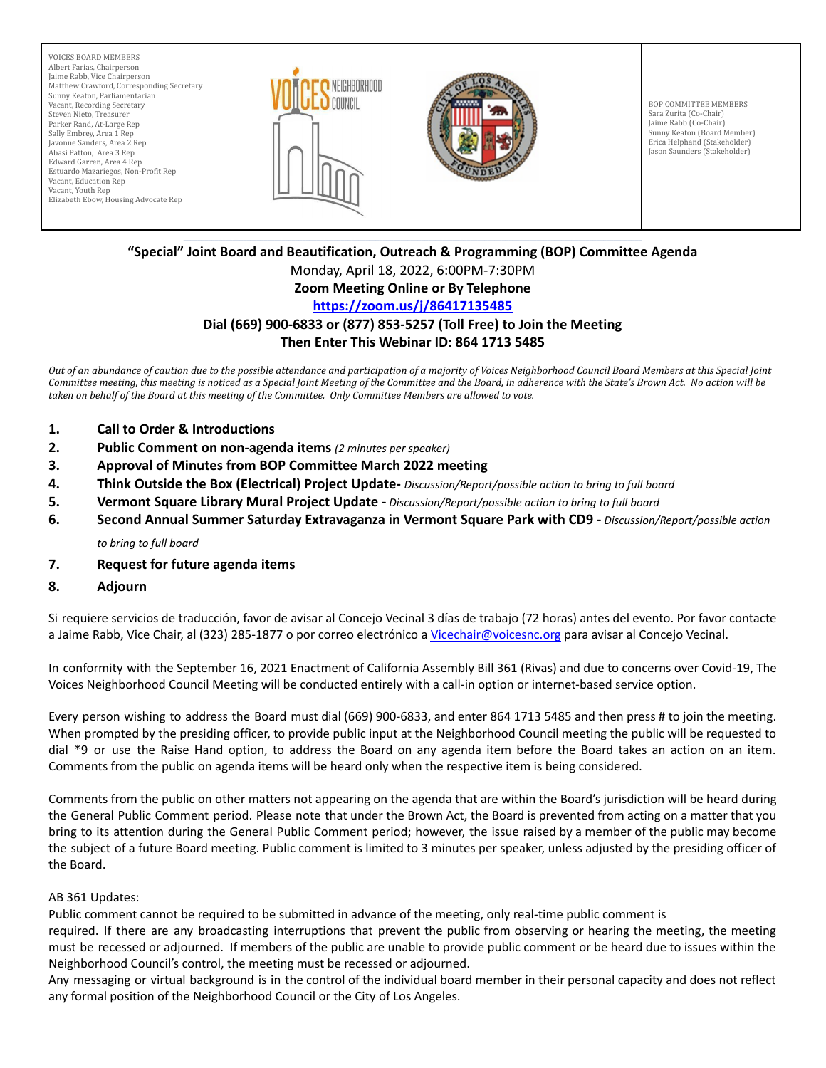VOICES BOARD MEMBERS
Albert Farias, Chairperson
Jaime Rabb, Vice Chairperson
Matthew Crawford, Corresponding Secretary
Sunny Keaton, Parliamentarian
Vacant, Recording Secretary
Steven Nieto, Treasurer
Parker Rand, At-Large Rep
Sally Embrey, Area 1 Rep
Javonne Sanders, Area 2 Rep
Abasi Patton, Area 3 Rep
Edward Garren, Area 4 Rep
Estuardo Mazariegos, Non-Profit Rep
Vacant, Education Rep
Vacant, Youth Rep
Elizabeth Ebow, Housing Advocate Rep

BOP COMMITTEE MEMBERS
Sara Zurita (Co-Chair)
Jaime Rabb (Co-Chair)
Sunny Keaton (Board Member)
Erica Helphand (Stakeholder)
Jason Saunders (Stakeholder)

**“Special” Joint Board and Beautification, Outreach & Programming (BOP) Committee Agenda**

Monday, April 18, 2022, 6:00PM-7:30PM

**Zoom Meeting Online or By Telephone**

**https://zoom.us/j/86417135485**

**Dial (669) 900-6833 or (877) 853-5257 (Toll Free) to Join the Meeting**

**Then Enter This Webinar ID: 864 1713 5485**

*Out of an abundance of caution due to the possible attendance and participation of a majority of Voices Neighborhood Council Board Members at this Special Joint Committee meeting, this meeting is noticed as a Special Joint Meeting of the Committee and the Board, in adherence with the State’s Brown Act. No action will be taken on behalf of the Board at this meeting of the Committee. Only Committee Members are allowed to vote.*

1. **Call to Order & Introductions**
2. **Public Comment on non-agenda items** *(2 minutes per speaker)*
3. **Approval of Minutes from BOP Committee March 2022 meeting**
4. **Think Outside the Box (Electrical) Project Update-** *Discussion/Report/possible action to bring to full board*
5. **Vermont Square Library Mural Project Update -** *Discussion/Report/possible action to bring to full board*
6. **Second Annual Summer Saturday Extravaganza in Vermont Square Park with CD9 -** *Discussion/Report/possible action to bring to full board*
7. **Request for future agenda items**
8. **Adjourn**

Si requiere servicios de traducción, favor de avisar al Concejo Vecinal 3 días de trabajo (72 horas) antes del evento. Por favor contacte a Jaime Rabb, Vice Chair, al (323) 285-1877 o por correo electrónico a Vicechair@voicesnc.org para avisar al Concejo Vecinal.

In conformity with the September 16, 2021 Enactment of California Assembly Bill 361 (Rivas) and due to concerns over Covid-19, The Voices Neighborhood Council Meeting will be conducted entirely with a call-in option or internet-based service option.

Every person wishing to address the Board must dial (669) 900-6833, and enter 864 1713 5485 and then press # to join the meeting. When prompted by the presiding officer, to provide public input at the Neighborhood Council meeting the public will be requested to dial *9 or use the Raise Hand option, to address the Board on any agenda item before the Board takes an action on an item. Comments from the public on agenda items will be heard only when the respective item is being considered.

Comments from the public on other matters not appearing on the agenda that are within the Board’s jurisdiction will be heard during the General Public Comment period. Please note that under the Brown Act, the Board is prevented from acting on a matter that you bring to its attention during the General Public Comment period; however, the issue raised by a member of the public may become the subject of a future Board meeting. Public comment is limited to 3 minutes per speaker, unless adjusted by the presiding officer of the Board.

AB 361 Updates:
Public comment cannot be required to be submitted in advance of the meeting, only real-time public comment is required. If there are any broadcasting interruptions that prevent the public from observing or hearing the meeting, the meeting must be recessed or adjourned. If members of the public are unable to provide public comment or be heard due to issues within the Neighborhood Council’s control, the meeting must be recessed or adjourned.
Any messaging or virtual background is in the control of the individual board member in their personal capacity and does not reflect any formal position of the Neighborhood Council or the City of Los Angeles.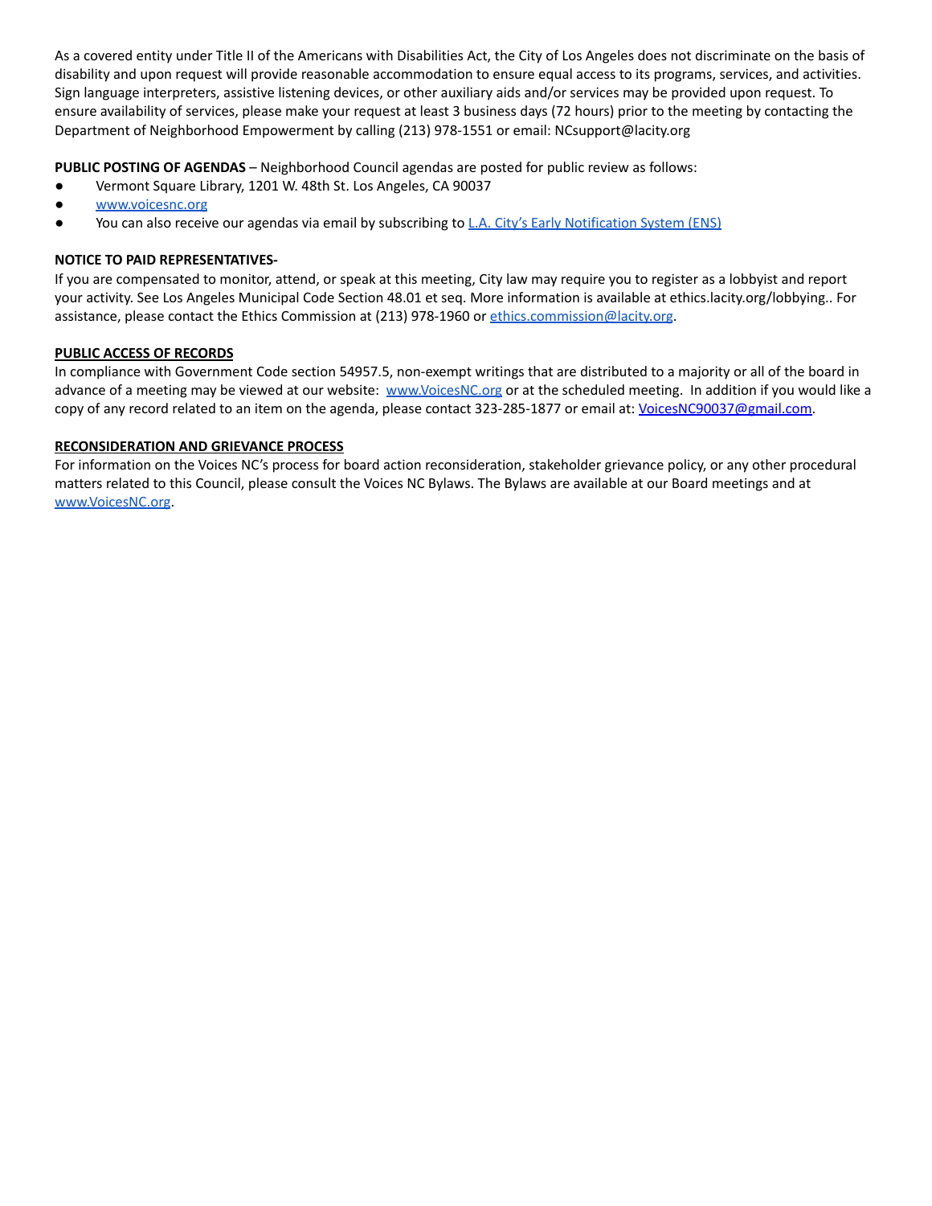As a covered entity under Title II of the Americans with Disabilities Act, the City of Los Angeles does not discriminate on the basis of disability and upon request will provide reasonable accommodation to ensure equal access to its programs, services, and activities. Sign language interpreters, assistive listening devices, or other auxiliary aids and/or services may be provided upon request. To ensure availability of services, please make your request at least 3 business days (72 hours) prior to the meeting by contacting the Department of Neighborhood Empowerment by calling (213) 978-1551 or email: NCsupport@lacity.org

**PUBLIC POSTING OF AGENDAS** – Neighborhood Council agendas are posted for public review as follows:

- Vermont Square Library, 1201 W. 48th St. Los Angeles, CA 90037
- [www.voicesnc.org](www.voicesnc.org)
- You can also receive our agendas via email by subscribing to [L.A. City's Early Notification System (ENS)]()

**NOTICE TO PAID REPRESENTATIVES-**

If you are compensated to monitor, attend, or speak at this meeting, City law may require you to register as a lobbyist and report your activity. See Los Angeles Municipal Code Section 48.01 et seq. More information is available at ethics.lacity.org/lobbying.. For assistance, please contact the Ethics Commission at (213) 978-1960 or [ethics.commission@lacity.org](mailto:ethics.commission@lacity.org).

**PUBLIC ACCESS OF RECORDS**

In compliance with Government Code section 54957.5, non-exempt writings that are distributed to a majority or all of the board in advance of a meeting may be viewed at our website: [www.VoicesNC.org](www.VoicesNC.org) or at the scheduled meeting. In addition if you would like a copy of any record related to an item on the agenda, please contact 323-285-1877 or email at: [VoicesNC90037@gmail.com](mailto:VoicesNC90037@gmail.com).

**RECONSIDERATION AND GRIEVANCE PROCESS**

For information on the Voices NC's process for board action reconsideration, stakeholder grievance policy, or any other procedural matters related to this Council, please consult the Voices NC Bylaws. The Bylaws are available at our Board meetings and at [www.VoicesNC.org](www.VoicesNC.org).